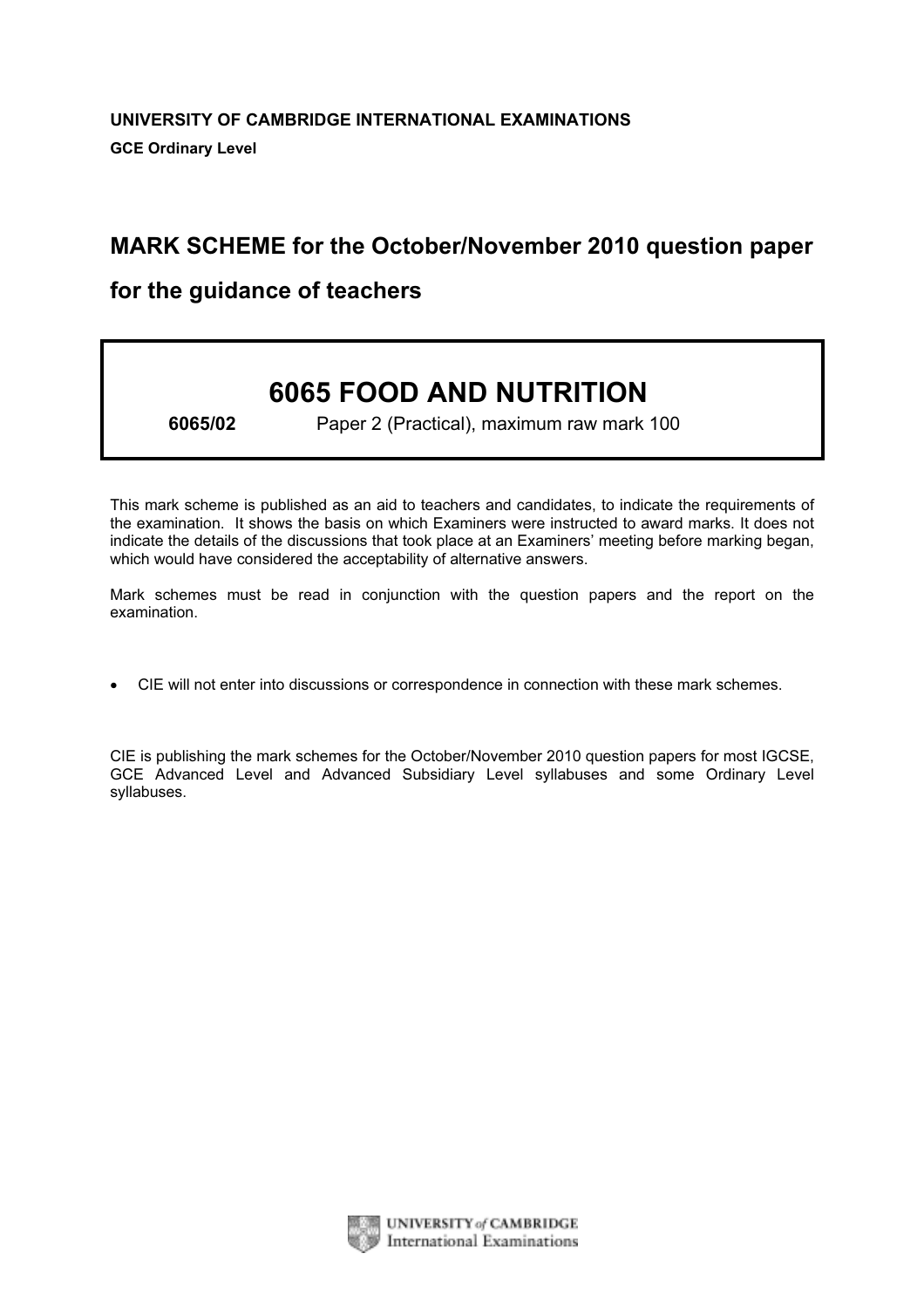**UNIVERSITY OF CAMBRIDGE INTERNATIONAL EXAMINATIONS**

**GCE Ordinary Level**

**MARK SCHEME for the October/November 2010 question paper**

**for the guidance of teachers**

# 6065 FOOD AND NUTRITION

**6065/02** Paper 2 (Practical), maximum raw mark 100

This mark scheme is published as an aid to teachers and candidates, to indicate the requirements of the examination. It shows the basis on which Examiners were instructed to award marks. It does not indicate the details of the discussions that took place at an Examiners' meeting before marking began, which would have considered the acceptability of alternative answers.

Mark schemes must be read in conjunction with the question papers and the report on the examination.

- CIE will not enter into discussions or correspondence in connection with these mark schemes.

CIE is publishing the mark schemes for the October/November 2010 question papers for most IGCSE, GCE Advanced Level and Advanced Subsidiary Level syllabuses and some Ordinary Level syllabuses.

UNIVERSITY *of* CAMBRIDGE
International Examinations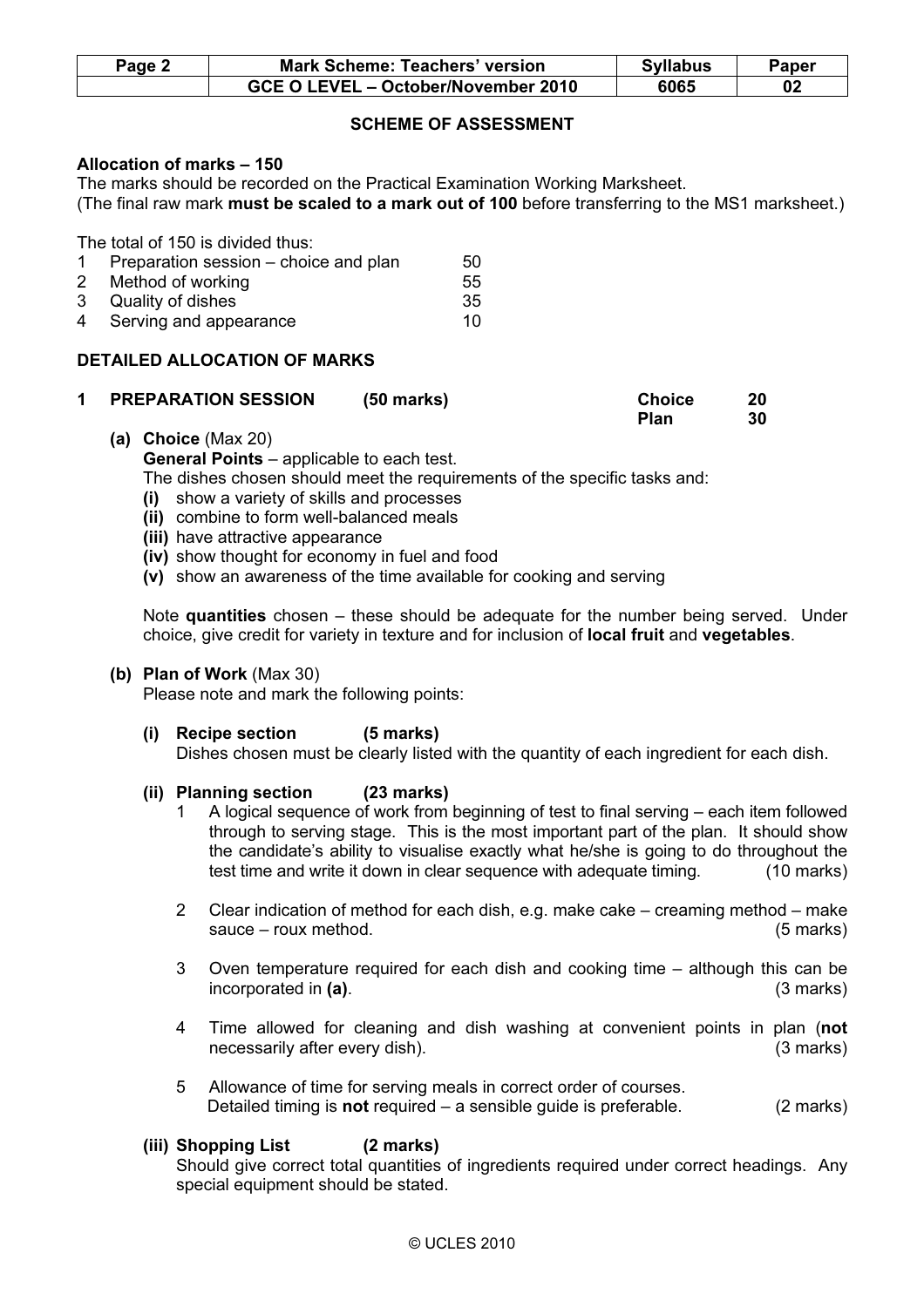## SCHEME OF ASSESSMENT

**Allocation of marks – 150**

The marks should be recorded on the Practical Examination Working Marksheet.
(The final raw mark **must be scaled to a mark out of 100** before transferring to the MS1 marksheet.)

The total of 150 is divided thus:

| | | |
|---|---|---|
| 1 | Preparation session – choice and plan | 50 |
| 2 | Method of working | 55 |
| 3 | Quality of dishes | 35 |
| 4 | Serving and appearance | 10 |

## DETAILED ALLOCATION OF MARKS

**1 PREPARATION SESSION (50 marks)** — **Choice 20**, **Plan 30**

**(a) Choice** (Max 20)

**General Points** – applicable to each test.

The dishes chosen should meet the requirements of the specific tasks and:

- **(i)** show a variety of skills and processes
- **(ii)** combine to form well-balanced meals
- **(iii)** have attractive appearance
- **(iv)** show thought for economy in fuel and food
- **(v)** show an awareness of the time available for cooking and serving

Note **quantities** chosen – these should be adequate for the number being served. Under choice, give credit for variety in texture and for inclusion of **local fruit** and **vegetables**.

**(b) Plan of Work** (Max 30)

Please note and mark the following points:

**(i) Recipe section (5 marks)**

Dishes chosen must be clearly listed with the quantity of each ingredient for each dish.

**(ii) Planning section (23 marks)**

1. A logical sequence of work from beginning of test to final serving – each item followed through to serving stage. This is the most important part of the plan. It should show the candidate's ability to visualise exactly what he/she is going to do throughout the test time and write it down in clear sequence with adequate timing. (10 marks)
2. Clear indication of method for each dish, e.g. make cake – creaming method – make sauce – roux method. (5 marks)
3. Oven temperature required for each dish and cooking time – although this can be incorporated in **(a)**. (3 marks)
4. Time allowed for cleaning and dish washing at convenient points in plan (**not** necessarily after every dish). (3 marks)
5. Allowance of time for serving meals in correct order of courses. Detailed timing is **not** required – a sensible guide is preferable. (2 marks)

**(iii) Shopping List (2 marks)**

Should give correct total quantities of ingredients required under correct headings. Any special equipment should be stated.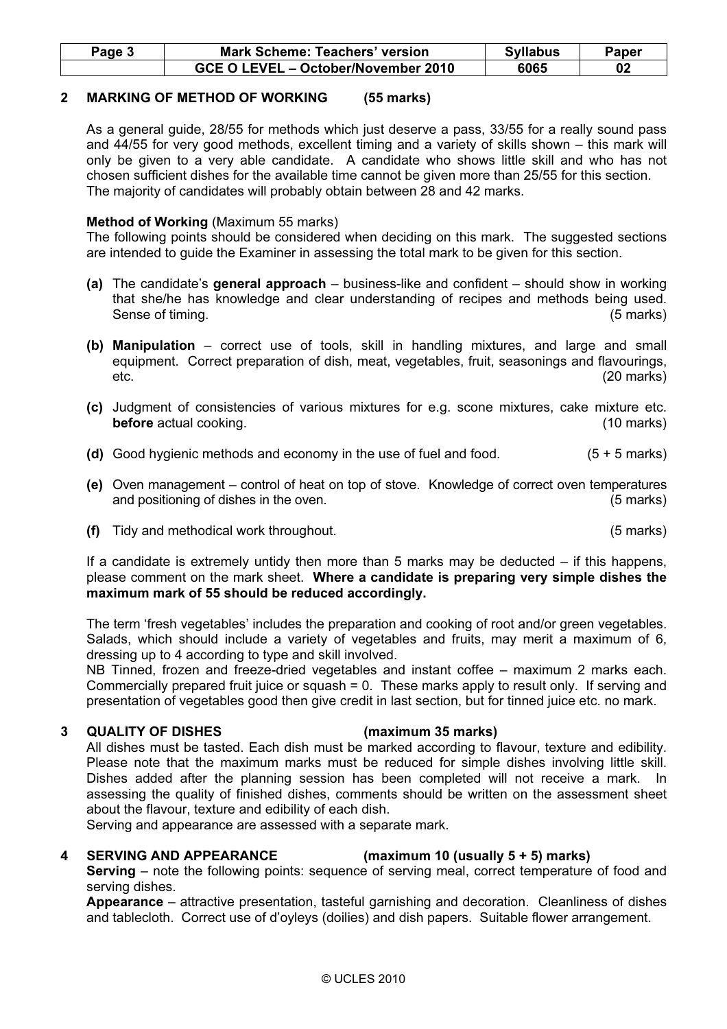## 2 MARKING OF METHOD OF WORKING (55 marks)

As a general guide, 28/55 for methods which just deserve a pass, 33/55 for a really sound pass and 44/55 for very good methods, excellent timing and a variety of skills shown – this mark will only be given to a very able candidate. A candidate who shows little skill and who has not chosen sufficient dishes for the available time cannot be given more than 25/55 for this section. The majority of candidates will probably obtain between 28 and 42 marks.

**Method of Working** (Maximum 55 marks)
The following points should be considered when deciding on this mark. The suggested sections are intended to guide the Examiner in assessing the total mark to be given for this section.

**(a)** The candidate's **general approach** – business-like and confident – should show in working that she/he has knowledge and clear understanding of recipes and methods being used. Sense of timing. (5 marks)

**(b)** **Manipulation** – correct use of tools, skill in handling mixtures, and large and small equipment. Correct preparation of dish, meat, vegetables, fruit, seasonings and flavourings, etc. (20 marks)

**(c)** Judgment of consistencies of various mixtures for e.g. scone mixtures, cake mixture etc. **before** actual cooking. (10 marks)

**(d)** Good hygienic methods and economy in the use of fuel and food. (5 + 5 marks)

**(e)** Oven management – control of heat on top of stove. Knowledge of correct oven temperatures and positioning of dishes in the oven. (5 marks)

**(f)** Tidy and methodical work throughout. (5 marks)

If a candidate is extremely untidy then more than 5 marks may be deducted – if this happens, please comment on the mark sheet. **Where a candidate is preparing very simple dishes the maximum mark of 55 should be reduced accordingly.**

The term 'fresh vegetables' includes the preparation and cooking of root and/or green vegetables. Salads, which should include a variety of vegetables and fruits, may merit a maximum of 6, dressing up to 4 according to type and skill involved.
NB Tinned, frozen and freeze-dried vegetables and instant coffee – maximum 2 marks each. Commercially prepared fruit juice or squash = 0. These marks apply to result only. If serving and presentation of vegetables good then give credit in last section, but for tinned juice etc. no mark.

## 3 QUALITY OF DISHES (maximum 35 marks)

All dishes must be tasted. Each dish must be marked according to flavour, texture and edibility. Please note that the maximum marks must be reduced for simple dishes involving little skill. Dishes added after the planning session has been completed will not receive a mark. In assessing the quality of finished dishes, comments should be written on the assessment sheet about the flavour, texture and edibility of each dish.
Serving and appearance are assessed with a separate mark.

## 4 SERVING AND APPEARANCE (maximum 10 (usually 5 + 5) marks)

**Serving** – note the following points: sequence of serving meal, correct temperature of food and serving dishes.
**Appearance** – attractive presentation, tasteful garnishing and decoration. Cleanliness of dishes and tablecloth. Correct use of d'oyleys (doilies) and dish papers. Suitable flower arrangement.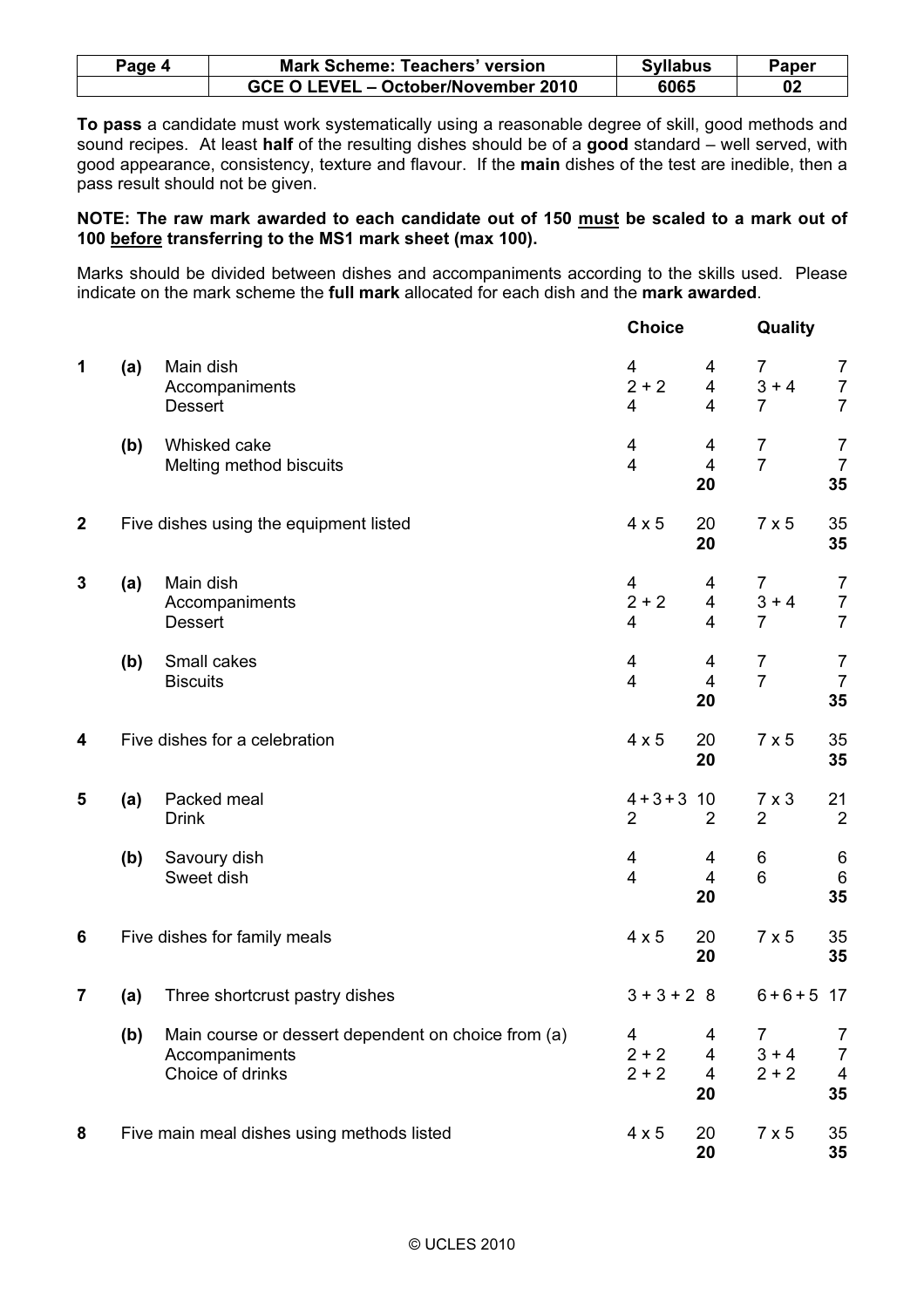**To pass** a candidate must work systematically using a reasonable degree of skill, good methods and sound recipes. At least **half** of the resulting dishes should be of a **good** standard – well served, with good appearance, consistency, texture and flavour. If the **main** dishes of the test are inedible, then a pass result should not be given.

**NOTE: The raw mark awarded to each candidate out of 150 must be scaled to a mark out of 100 before transferring to the MS1 mark sheet (max 100).**

Marks should be divided between dishes and accompaniments according to the skills used. Please indicate on the mark scheme the **full mark** allocated for each dish and the **mark awarded**.

| | | | Choice | | Quality | |
|---|---|---|---|---|---|---|
| **1** | **(a)** | Main dish | 4 | 4 | 7 | 7 |
| | | Accompaniments | 2 + 2 | 4 | 3 + 4 | 7 |
| | | Dessert | 4 | 4 | 7 | 7 |
| | **(b)** | Whisked cake | 4 | 4 | 7 | 7 |
| | | Melting method biscuits | 4 | 4 | 7 | 7 |
| | | | | **20** | | **35** |
| **2** | | Five dishes using the equipment listed | 4 x 5 | 20 | 7 x 5 | 35 |
| | | | | **20** | | **35** |
| **3** | **(a)** | Main dish | 4 | 4 | 7 | 7 |
| | | Accompaniments | 2 + 2 | 4 | 3 + 4 | 7 |
| | | Dessert | 4 | 4 | 7 | 7 |
| | **(b)** | Small cakes | 4 | 4 | 7 | 7 |
| | | Biscuits | 4 | 4 | 7 | 7 |
| | | | | **20** | | **35** |
| **4** | | Five dishes for a celebration | 4 x 5 | 20 | 7 x 5 | 35 |
| | | | | **20** | | **35** |
| **5** | **(a)** | Packed meal | 4 + 3 + 3 | 10 | 7 x 3 | 21 |
| | | Drink | 2 | 2 | 2 | 2 |
| | **(b)** | Savoury dish | 4 | 4 | 6 | 6 |
| | | Sweet dish | 4 | 4 | 6 | 6 |
| | | | | **20** | | **35** |
| **6** | | Five dishes for family meals | 4 x 5 | 20 | 7 x 5 | 35 |
| | | | | **20** | | **35** |
| **7** | **(a)** | Three shortcrust pastry dishes | 3 + 3 + 2 | 8 | 6 + 6 + 5 | 17 |
| | **(b)** | Main course or dessert dependent on choice from (a) | 4 | 4 | 7 | 7 |
| | | Accompaniments | 2 + 2 | 4 | 3 + 4 | 7 |
| | | Choice of drinks | 2 + 2 | 4 | 2 + 2 | 4 |
| | | | | **20** | | **35** |
| **8** | | Five main meal dishes using methods listed | 4 x 5 | 20 | 7 x 5 | 35 |
| | | | | **20** | | **35** |